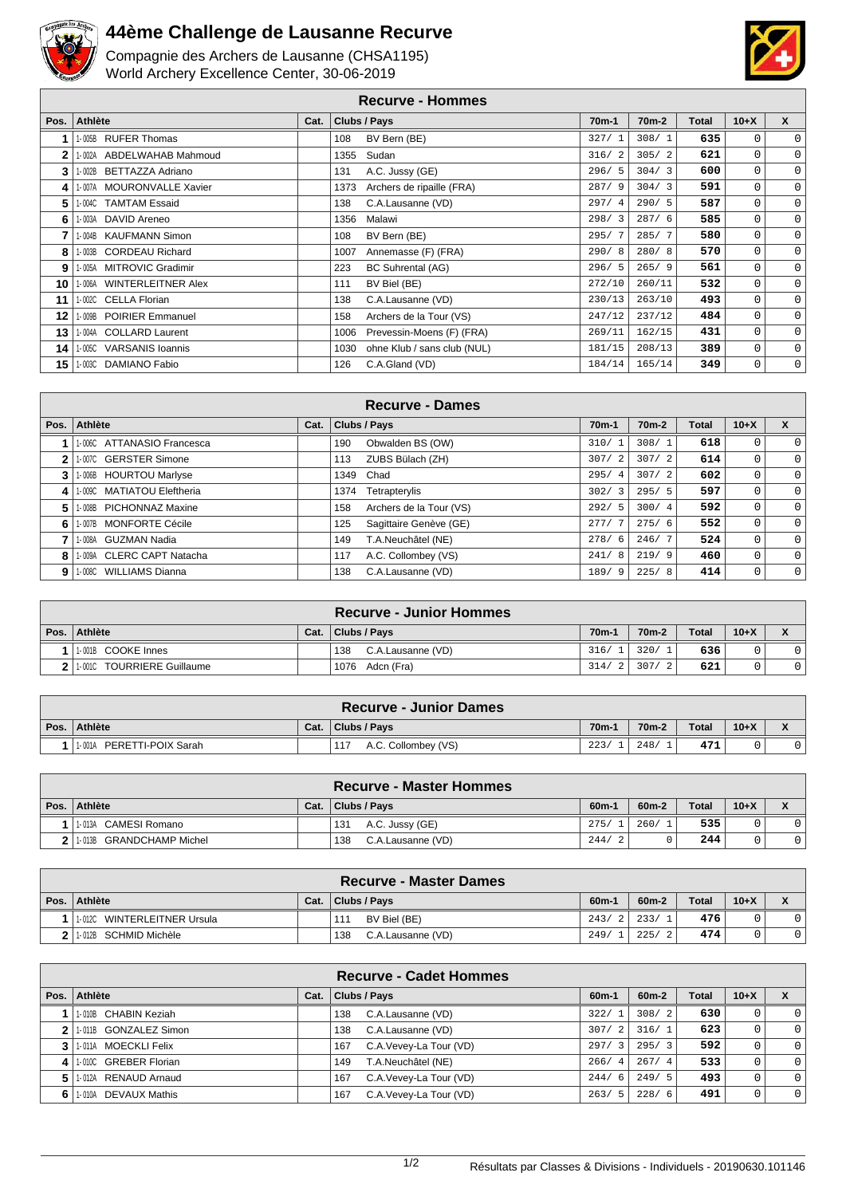# 44ème Challenge de Lausanne Recurve

Compagnie des Archers de Lausanne (CHSA1195)
World Archery Excellence Center, 30-06-2019

## Recurve - Hommes

| Pos. | Athlète | Cat. | Clubs / Pays | 70m-1 | 70m-2 | Total | 10+X | X |
|---|---|---|---|---|---|---|---|---|
| 1 | 1-005B RUFER Thomas | | 108 BV Bern (BE) | 327/ 1 | 308/ 1 | 635 | 0 | 0 |
| 2 | 1-002A ABDELWAHAB Mahmoud | | 1355 Sudan | 316/ 2 | 305/ 2 | 621 | 0 | 0 |
| 3 | 1-002B BETTAZZA Adriano | | 131 A.C. Jussy (GE) | 296/ 5 | 304/ 3 | 600 | 0 | 0 |
| 4 | 1-007A MOURONVALLE Xavier | | 1373 Archers de ripaille (FRA) | 287/ 9 | 304/ 3 | 591 | 0 | 0 |
| 5 | 1-004C TAMTAM Essaid | | 138 C.A.Lausanne (VD) | 297/ 4 | 290/ 5 | 587 | 0 | 0 |
| 6 | 1-003A DAVID Areneo | | 1356 Malawi | 298/ 3 | 287/ 6 | 585 | 0 | 0 |
| 7 | 1-004B KAUFMANN Simon | | 108 BV Bern (BE) | 295/ 7 | 285/ 7 | 580 | 0 | 0 |
| 8 | 1-003B CORDEAU Richard | | 1007 Annemasse (F) (FRA) | 290/ 8 | 280/ 8 | 570 | 0 | 0 |
| 9 | 1-005A MITROVIC Gradimir | | 223 BC Suhrental (AG) | 296/ 5 | 265/ 9 | 561 | 0 | 0 |
| 10 | 1-006A WINTERLEITNER Alex | | 111 BV Biel (BE) | 272/10 | 260/11 | 532 | 0 | 0 |
| 11 | 1-002C CELLA Florian | | 138 C.A.Lausanne (VD) | 230/13 | 263/10 | 493 | 0 | 0 |
| 12 | 1-009B POIRIER Emmanuel | | 158 Archers de la Tour (VS) | 247/12 | 237/12 | 484 | 0 | 0 |
| 13 | 1-004A COLLARD Laurent | | 1006 Prevessin-Moens (F) (FRA) | 269/11 | 162/15 | 431 | 0 | 0 |
| 14 | 1-005C VARSANIS Ioannis | | 1030 ohne Klub / sans club (NUL) | 181/15 | 208/13 | 389 | 0 | 0 |
| 15 | 1-003C DAMIANO Fabio | | 126 C.A.Gland (VD) | 184/14 | 165/14 | 349 | 0 | 0 |

## Recurve - Dames

| Pos. | Athlète | Cat. | Clubs / Pays | 70m-1 | 70m-2 | Total | 10+X | X |
|---|---|---|---|---|---|---|---|---|
| 1 | 1-006C ATTANASIO Francesca | | 190 Obwalden BS (OW) | 310/ 1 | 308/ 1 | 618 | 0 | 0 |
| 2 | 1-007C GERSTER Simone | | 113 ZUBS Bülach (ZH) | 307/ 2 | 307/ 2 | 614 | 0 | 0 |
| 3 | 1-006B HOURTOU Marlyse | | 1349 Chad | 295/ 4 | 307/ 2 | 602 | 0 | 0 |
| 4 | 1-009C MATIATOU Eleftheria | | 1374 Tetrapterylis | 302/ 3 | 295/ 5 | 597 | 0 | 0 |
| 5 | 1-008B PICHONNAZ Maxine | | 158 Archers de la Tour (VS) | 292/ 5 | 300/ 4 | 592 | 0 | 0 |
| 6 | 1-007B MONFORTE Cécile | | 125 Sagittaire Genève (GE) | 277/ 7 | 275/ 6 | 552 | 0 | 0 |
| 7 | 1-008A GUZMAN Nadia | | 149 T.A.Neuchâtel (NE) | 278/ 6 | 246/ 7 | 524 | 0 | 0 |
| 8 | 1-009A CLERC CAPT Natacha | | 117 A.C. Collombey (VS) | 241/ 8 | 219/ 9 | 460 | 0 | 0 |
| 9 | 1-008C WILLIAMS Dianna | | 138 C.A.Lausanne (VD) | 189/ 9 | 225/ 8 | 414 | 0 | 0 |

## Recurve - Junior Hommes

| Pos. | Athlète | Cat. | Clubs / Pays | 70m-1 | 70m-2 | Total | 10+X | X |
|---|---|---|---|---|---|---|---|---|
| 1 | 1-001B COOKE Innes | | 138 C.A.Lausanne (VD) | 316/ 1 | 320/ 1 | 636 | 0 | 0 |
| 2 | 1-001C TOURRIERE Guillaume | | 1076 Adcn (Fra) | 314/ 2 | 307/ 2 | 621 | 0 | 0 |

## Recurve - Junior Dames

| Pos. | Athlète | Cat. | Clubs / Pays | 70m-1 | 70m-2 | Total | 10+X | X |
|---|---|---|---|---|---|---|---|---|
| 1 | 1-001A PERETTI-POIX Sarah | | 117 A.C. Collombey (VS) | 223/ 1 | 248/ 1 | 471 | 0 | 0 |

## Recurve - Master Hommes

| Pos. | Athlète | Cat. | Clubs / Pays | 60m-1 | 60m-2 | Total | 10+X | X |
|---|---|---|---|---|---|---|---|---|
| 1 | 1-013A CAMESI Romano | | 131 A.C. Jussy (GE) | 275/ 1 | 260/ 1 | 535 | 0 | 0 |
| 2 | 1-013B GRANDCHAMP Michel | | 138 C.A.Lausanne (VD) | 244/ 2 | 0 | 244 | 0 | 0 |

## Recurve - Master Dames

| Pos. | Athlète | Cat. | Clubs / Pays | 60m-1 | 60m-2 | Total | 10+X | X |
|---|---|---|---|---|---|---|---|---|
| 1 | 1-012C WINTERLEITNER Ursula | | 111 BV Biel (BE) | 243/ 2 | 233/ 1 | 476 | 0 | 0 |
| 2 | 1-012B SCHMID Michèle | | 138 C.A.Lausanne (VD) | 249/ 1 | 225/ 2 | 474 | 0 | 0 |

## Recurve - Cadet Hommes

| Pos. | Athlète | Cat. | Clubs / Pays | 60m-1 | 60m-2 | Total | 10+X | X |
|---|---|---|---|---|---|---|---|---|
| 1 | 1-010B CHABIN Keziah | | 138 C.A.Lausanne (VD) | 322/ 1 | 308/ 2 | 630 | 0 | 0 |
| 2 | 1-011B GONZALEZ Simon | | 138 C.A.Lausanne (VD) | 307/ 2 | 316/ 1 | 623 | 0 | 0 |
| 3 | 1-011A MOECKLI Felix | | 167 C.A.Vevey-La Tour (VD) | 297/ 3 | 295/ 3 | 592 | 0 | 0 |
| 4 | 1-010C GREBER Florian | | 149 T.A.Neuchâtel (NE) | 266/ 4 | 267/ 4 | 533 | 0 | 0 |
| 5 | 1-012A RENAUD Arnaud | | 167 C.A.Vevey-La Tour (VD) | 244/ 6 | 249/ 5 | 493 | 0 | 0 |
| 6 | 1-010A DEVAUX Mathis | | 167 C.A.Vevey-La Tour (VD) | 263/ 5 | 228/ 6 | 491 | 0 | 0 |

Résultats par Classes & Divisions - Individuels - 20190630.101146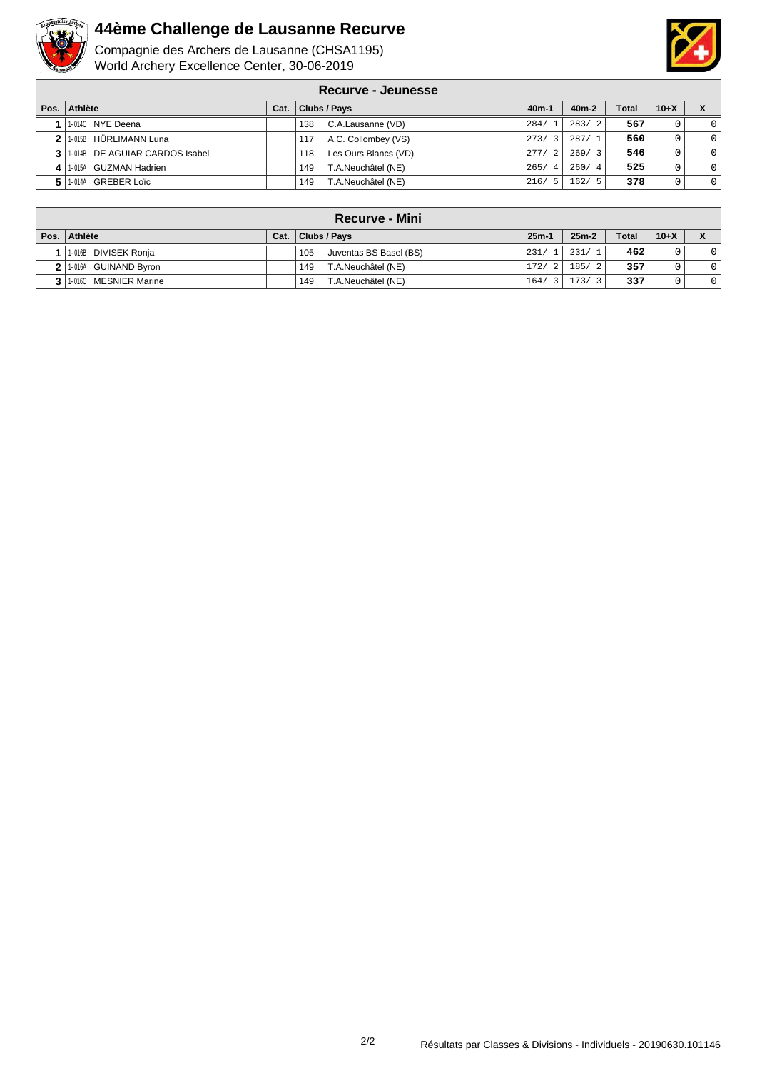# 44ème Challenge de Lausanne Recurve

Compagnie des Archers de Lausanne (CHSA1195)
World Archery Excellence Center, 30-06-2019

## Recurve - Jeunesse

| Pos. | Athlète | Cat. | Clubs / Pays | 40m-1 | 40m-2 | Total | 10+X | X |
|---|---|---|---|---|---|---|---|---|
| 1 | 1-014C NYE Deena | | 138 C.A.Lausanne (VD) | 284/ 1 | 283/ 2 | 567 | 0 | 0 |
| 2 | 1-015B HÜRLIMANN Luna | | 117 A.C. Collombey (VS) | 273/ 3 | 287/ 1 | 560 | 0 | 0 |
| 3 | 1-014B DE AGUIAR CARDOS Isabel | | 118 Les Ours Blancs (VD) | 277/ 2 | 269/ 3 | 546 | 0 | 0 |
| 4 | 1-015A GUZMAN Hadrien | | 149 T.A.Neuchâtel (NE) | 265/ 4 | 260/ 4 | 525 | 0 | 0 |
| 5 | 1-014A GREBER Loïc | | 149 T.A.Neuchâtel (NE) | 216/ 5 | 162/ 5 | 378 | 0 | 0 |

## Recurve - Mini

| Pos. | Athlète | Cat. | Clubs / Pays | 25m-1 | 25m-2 | Total | 10+X | X |
|---|---|---|---|---|---|---|---|---|
| 1 | 1-016B DIVISEK Ronja | | 105 Juventas BS Basel (BS) | 231/ 1 | 231/ 1 | 462 | 0 | 0 |
| 2 | 1-016A GUINAND Byron | | 149 T.A.Neuchâtel (NE) | 172/ 2 | 185/ 2 | 357 | 0 | 0 |
| 3 | 1-016C MESNIER Marine | | 149 T.A.Neuchâtel (NE) | 164/ 3 | 173/ 3 | 337 | 0 | 0 |

Résultats par Classes & Divisions - Individuels - 20190630.101146